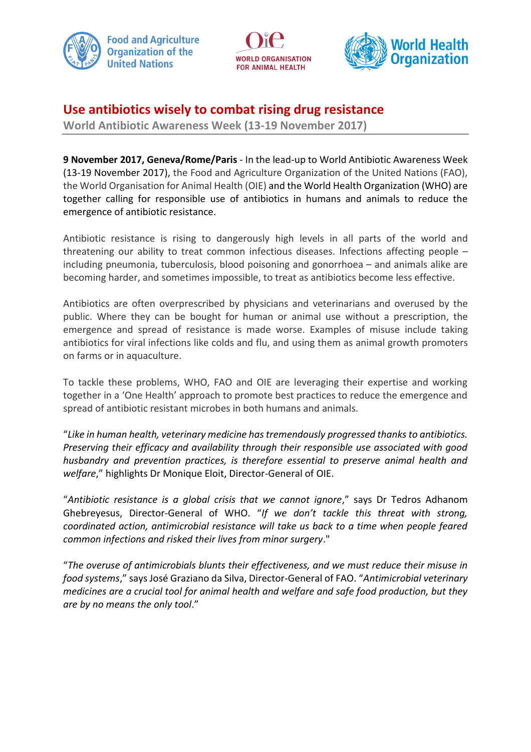Food and Agriculture Organization of the United Nations

WORLD ORGANISATION FOR ANIMAL HEALTH

World Health Organization

# Use antibiotics wisely to combat rising drug resistance

## World Antibiotic Awareness Week (13-19 November 2017)

**9 November 2017, Geneva/Rome/Paris** - In the lead-up to World Antibiotic Awareness Week (13-19 November 2017), the Food and Agriculture Organization of the United Nations (FAO), the World Organisation for Animal Health (OIE) and the World Health Organization (WHO) are together calling for responsible use of antibiotics in humans and animals to reduce the emergence of antibiotic resistance.

Antibiotic resistance is rising to dangerously high levels in all parts of the world and threatening our ability to treat common infectious diseases. Infections affecting people – including pneumonia, tuberculosis, blood poisoning and gonorrhoea – and animals alike are becoming harder, and sometimes impossible, to treat as antibiotics become less effective.

Antibiotics are often overprescribed by physicians and veterinarians and overused by the public. Where they can be bought for human or animal use without a prescription, the emergence and spread of resistance is made worse. Examples of misuse include taking antibiotics for viral infections like colds and flu, and using them as animal growth promoters on farms or in aquaculture.

To tackle these problems, WHO, FAO and OIE are leveraging their expertise and working together in a 'One Health' approach to promote best practices to reduce the emergence and spread of antibiotic resistant microbes in both humans and animals.

"*Like in human health, veterinary medicine has tremendously progressed thanks to antibiotics. Preserving their efficacy and availability through their responsible use associated with good husbandry and prevention practices, is therefore essential to preserve animal health and welfare*," highlights Dr Monique Eloit, Director-General of OIE.

"*Antibiotic resistance is a global crisis that we cannot ignore*," says Dr Tedros Adhanom Ghebreyesus, Director-General of WHO. "*If we don't tackle this threat with strong, coordinated action, antimicrobial resistance will take us back to a time when people feared common infections and risked their lives from minor surgery*."

"*The overuse of antimicrobials blunts their effectiveness, and we must reduce their misuse in food systems*," says José Graziano da Silva, Director-General of FAO. "*Antimicrobial veterinary medicines are a crucial tool for animal health and welfare and safe food production, but they are by no means the only tool*."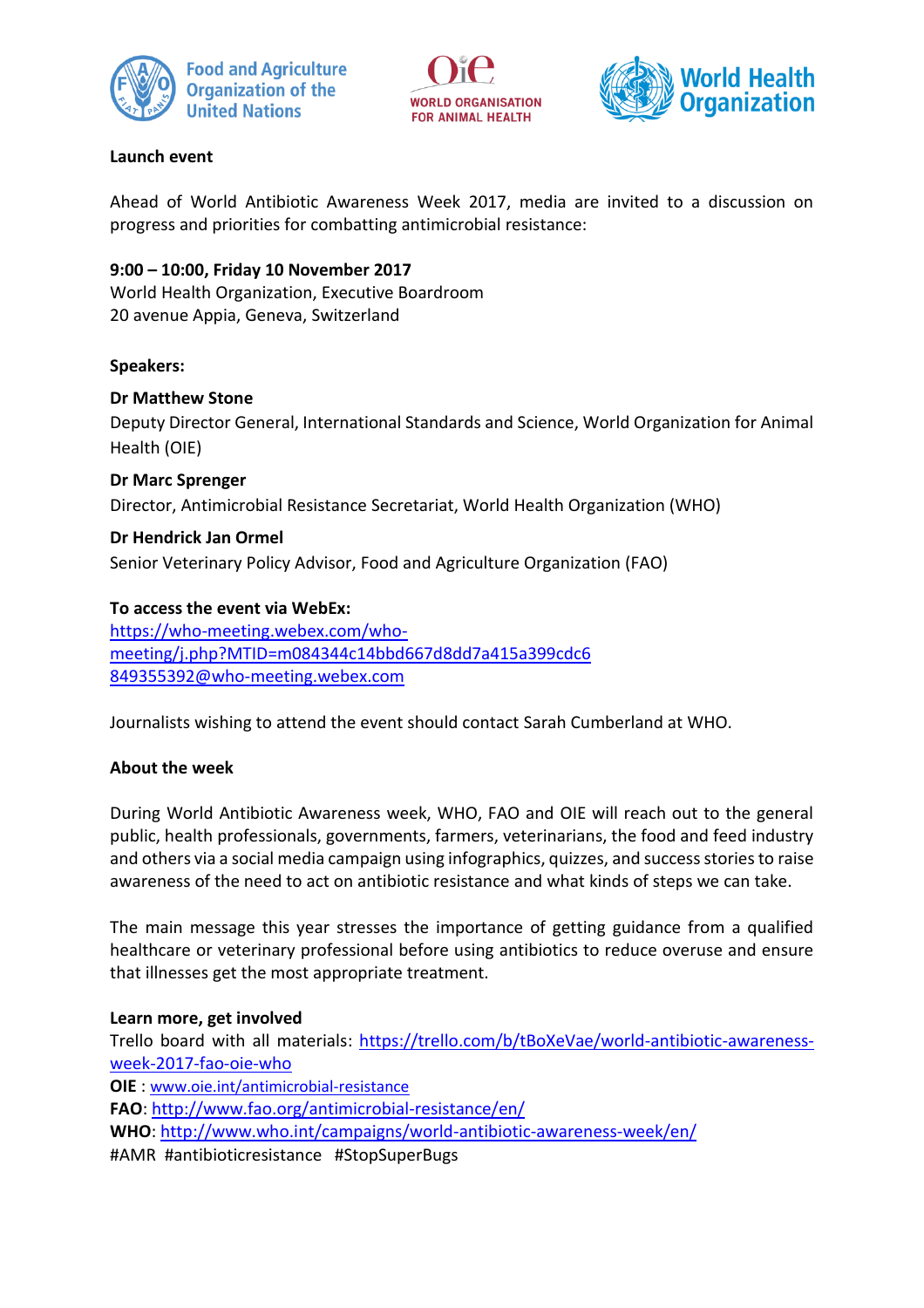Food and Agriculture Organization of the United Nations

WORLD ORGANISATION FOR ANIMAL HEALTH

World Health Organization

**Launch event**

Ahead of World Antibiotic Awareness Week 2017, media are invited to a discussion on progress and priorities for combatting antimicrobial resistance:

**9:00 – 10:00, Friday 10 November 2017**
World Health Organization, Executive Boardroom
20 avenue Appia, Geneva, Switzerland

**Speakers:**

**Dr Matthew Stone**
Deputy Director General, International Standards and Science, World Organization for Animal Health (OIE)

**Dr Marc Sprenger**
Director, Antimicrobial Resistance Secretariat, World Health Organization (WHO)

**Dr Hendrick Jan Ormel**
Senior Veterinary Policy Advisor, Food and Agriculture Organization (FAO)

**To access the event via WebEx:**
https://who-meeting.webex.com/who-meeting/j.php?MTID=m084344c14bbd667d8dd7a415a399cdc6
849355392@who-meeting.webex.com

Journalists wishing to attend the event should contact Sarah Cumberland at WHO.

**About the week**

During World Antibiotic Awareness week, WHO, FAO and OIE will reach out to the general public, health professionals, governments, farmers, veterinarians, the food and feed industry and others via a social media campaign using infographics, quizzes, and success stories to raise awareness of the need to act on antibiotic resistance and what kinds of steps we can take.

The main message this year stresses the importance of getting guidance from a qualified healthcare or veterinary professional before using antibiotics to reduce overuse and ensure that illnesses get the most appropriate treatment.

**Learn more, get involved**
Trello board with all materials: https://trello.com/b/tBoXeVae/world-antibiotic-awareness-week-2017-fao-oie-who
**OIE** : www.oie.int/antimicrobial-resistance
**FAO**: http://www.fao.org/antimicrobial-resistance/en/
**WHO**: http://www.who.int/campaigns/world-antibiotic-awareness-week/en/
#AMR #antibioticresistance #StopSuperBugs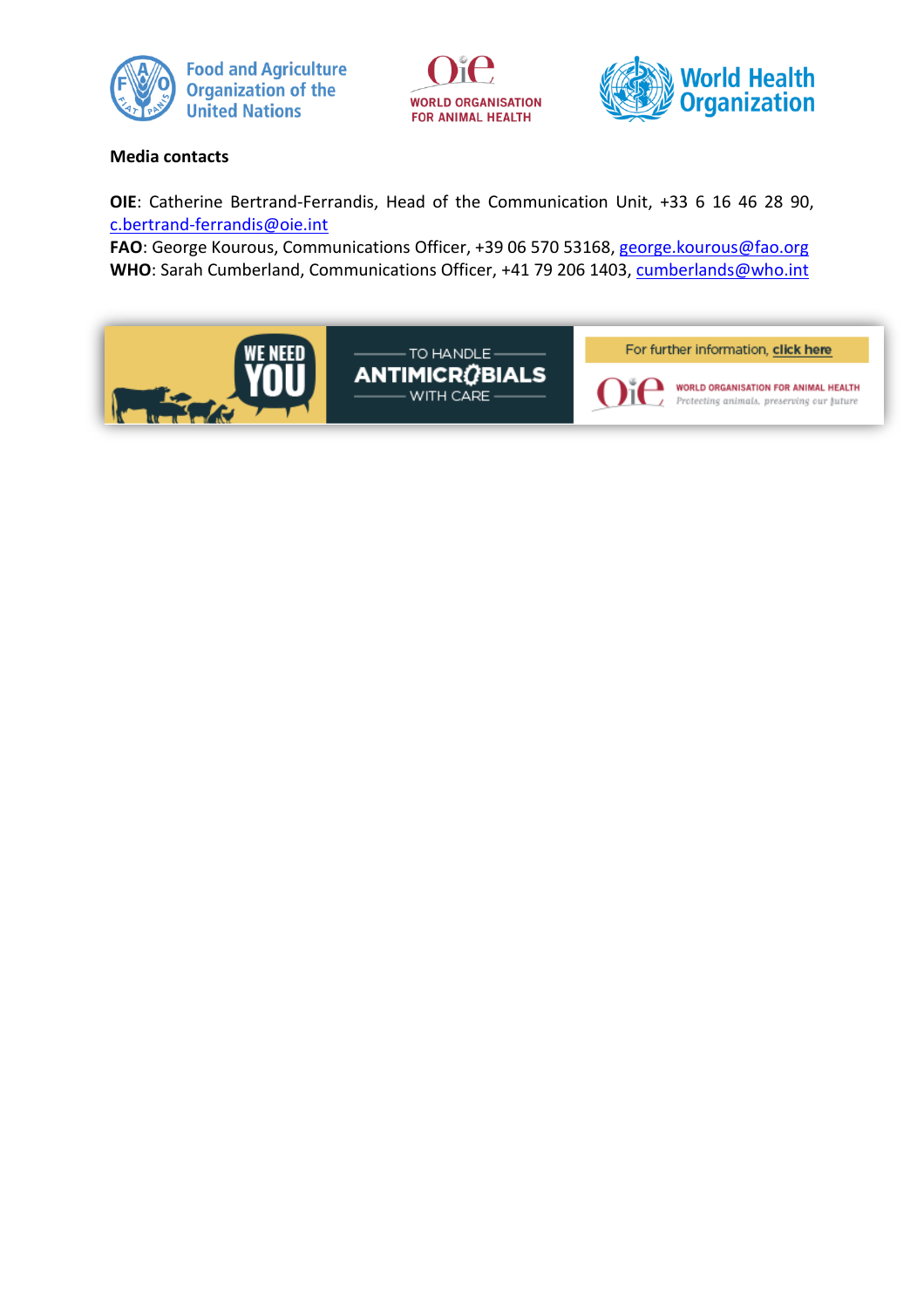**Media contacts**

**OIE**: Catherine Bertrand-Ferrandis, Head of the Communication Unit, +33 6 16 46 28 90, c.bertrand-ferrandis@oie.int

**FAO**: George Kourous, Communications Officer, +39 06 570 53168, george.kourous@fao.org

**WHO**: Sarah Cumberland, Communications Officer, +41 79 206 1403, cumberlands@who.int